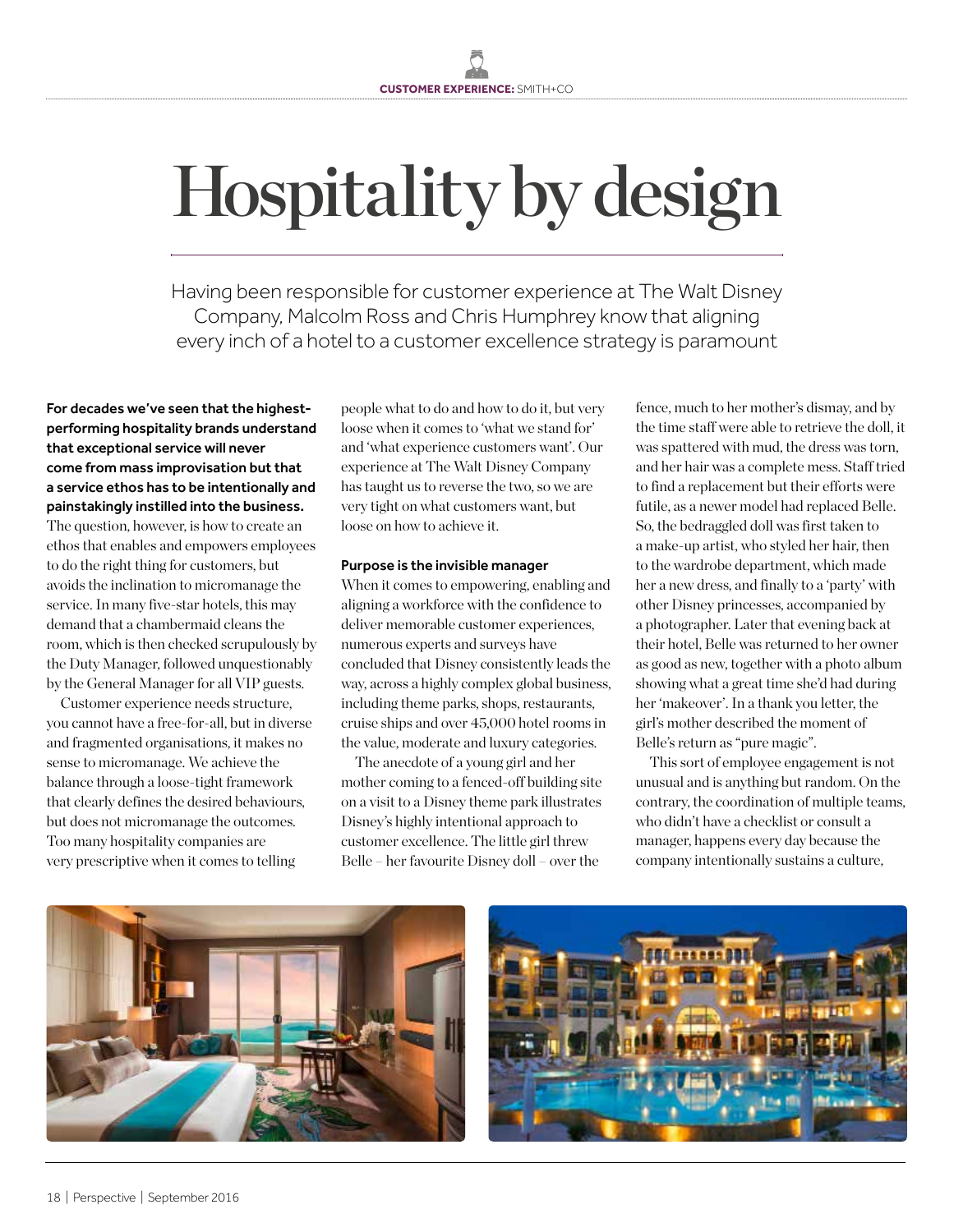CUSTOMER EXPERIENCE: SMITH+CO

# Hospitality by design

Having been responsible for customer experience at The Walt Disney Company, Malcolm Ross and Chris Humphrey know that aligning every inch of a hotel to a customer excellence strategy is paramount

**For decades we've seen that the highest-performing hospitality brands understand that exceptional service will never come from mass improvisation but that a service ethos has to be intentionally and painstakingly instilled into the business.** The question, however, is how to create an ethos that enables and empowers employees to do the right thing for customers, but avoids the inclination to micromanage the service. In many five-star hotels, this may demand that a chambermaid cleans the room, which is then checked scrupulously by the Duty Manager, followed unquestionably by the General Manager for all VIP guests.

Customer experience needs structure, you cannot have a free-for-all, but in diverse and fragmented organisations, it makes no sense to micromanage. We achieve the balance through a loose-tight framework that clearly defines the desired behaviours, but does not micromanage the outcomes. Too many hospitality companies are very prescriptive when it comes to telling people what to do and how to do it, but very loose when it comes to 'what we stand for' and 'what experience customers want'. Our experience at The Walt Disney Company has taught us to reverse the two, so we are very tight on what customers want, but loose on how to achieve it.

## Purpose is the invisible manager

When it comes to empowering, enabling and aligning a workforce with the confidence to deliver memorable customer experiences, numerous experts and surveys have concluded that Disney consistently leads the way, across a highly complex global business, including theme parks, shops, restaurants, cruise ships and over 45,000 hotel rooms in the value, moderate and luxury categories.

The anecdote of a young girl and her mother coming to a fenced-off building site on a visit to a Disney theme park illustrates Disney's highly intentional approach to customer excellence. The little girl threw Belle – her favourite Disney doll – over the fence, much to her mother's dismay, and by the time staff were able to retrieve the doll, it was spattered with mud, the dress was torn, and her hair was a complete mess. Staff tried to find a replacement but their efforts were futile, as a newer model had replaced Belle. So, the bedraggled doll was first taken to a make-up artist, who styled her hair, then to the wardrobe department, which made her a new dress, and finally to a 'party' with other Disney princesses, accompanied by a photographer. Later that evening back at their hotel, Belle was returned to her owner as good as new, together with a photo album showing what a great time she'd had during her 'makeover'. In a thank you letter, the girl's mother described the moment of Belle's return as "pure magic".

This sort of employee engagement is not unusual and is anything but random. On the contrary, the coordination of multiple teams, who didn't have a checklist or consult a manager, happens every day because the company intentionally sustains a culture,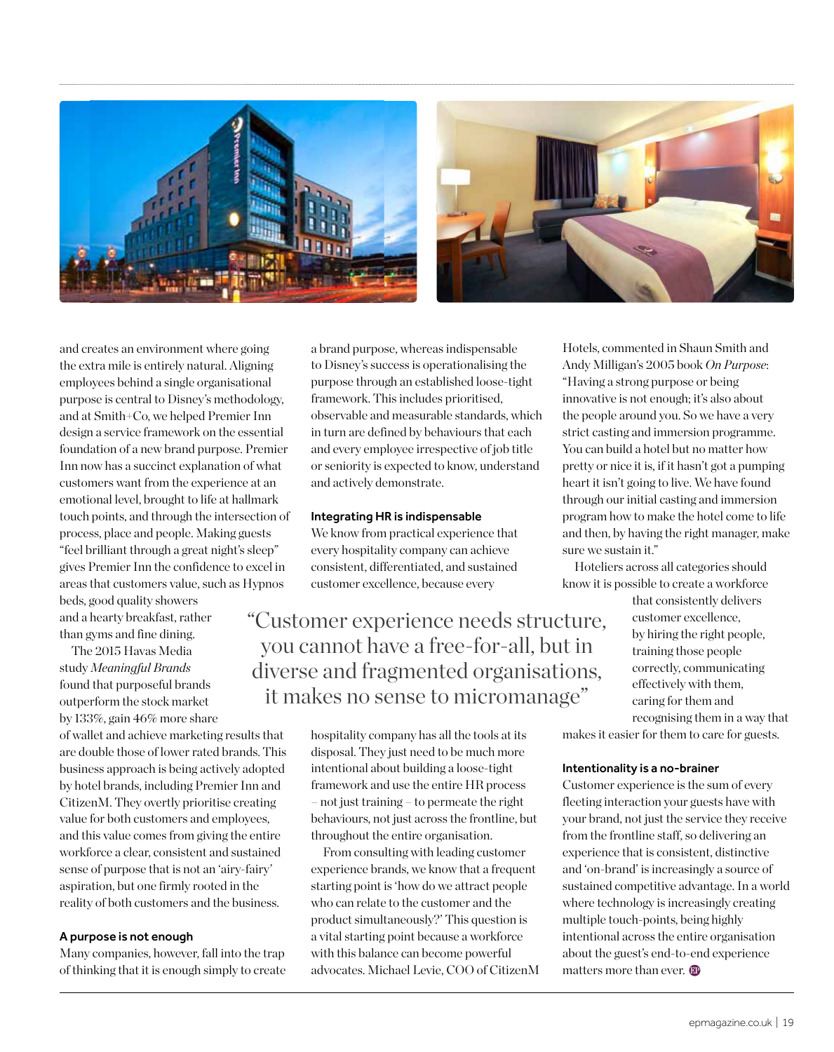and creates an environment where going the extra mile is entirely natural. Aligning employees behind a single organisational purpose is central to Disney's methodology, and at Smith+Co, we helped Premier Inn design a service framework on the essential foundation of a new brand purpose. Premier Inn now has a succinct explanation of what customers want from the experience at an emotional level, brought to life at hallmark touch points, and through the intersection of process, place and people. Making guests "feel brilliant through a great night's sleep" gives Premier Inn the confidence to excel in areas that customers value, such as Hypnos beds, good quality showers and a hearty breakfast, rather than gyms and fine dining.

The 2015 Havas Media study *Meaningful Brands* found that purposeful brands outperform the stock market by 133%, gain 46% more share of wallet and achieve marketing results that are double those of lower rated brands. This business approach is being actively adopted by hotel brands, including Premier Inn and CitizenM. They overtly prioritise creating value for both customers and employees, and this value comes from giving the entire workforce a clear, consistent and sustained sense of purpose that is not an 'airy-fairy' aspiration, but one firmly rooted in the reality of both customers and the business.

### A purpose is not enough

Many companies, however, fall into the trap of thinking that it is enough simply to create a brand purpose, whereas indispensable to Disney's success is operationalising the purpose through an established loose-tight framework. This includes prioritised, observable and measurable standards, which in turn are defined by behaviours that each and every employee irrespective of job title or seniority is expected to know, understand and actively demonstrate.

### Integrating HR is indispensable

We know from practical experience that every hospitality company can achieve consistent, differentiated, and sustained customer excellence, because every hospitality company has all the tools at its disposal. They just need to be much more intentional about building a loose-tight framework and use the entire HR process – not just training – to permeate the right behaviours, not just across the frontline, but throughout the entire organisation.

> "Customer experience needs structure, you cannot have a free-for-all, but in diverse and fragmented organisations, it makes no sense to micromanage"

From consulting with leading customer experience brands, we know that a frequent starting point is 'how do we attract people who can relate to the customer and the product simultaneously?' This question is a vital starting point because a workforce with this balance can become powerful advocates. Michael Levie, COO of CitizenM Hotels, commented in Shaun Smith and Andy Milligan's 2005 book *On Purpose*: "Having a strong purpose or being innovative is not enough; it's also about the people around you. So we have a very strict casting and immersion programme. You can build a hotel but no matter how pretty or nice it is, if it hasn't got a pumping heart it isn't going to live. We have found through our initial casting and immersion program how to make the hotel come to life and then, by having the right manager, make sure we sustain it."

Hoteliers across all categories should know it is possible to create a workforce that consistently delivers customer excellence, by hiring the right people, training those people correctly, communicating effectively with them, caring for them and recognising them in a way that makes it easier for them to care for guests.

### Intentionality is a no-brainer

Customer experience is the sum of every fleeting interaction your guests have with your brand, not just the service they receive from the frontline staff, so delivering an experience that is consistent, distinctive and 'on-brand' is increasingly a source of sustained competitive advantage. In a world where technology is increasingly creating multiple touch-points, being highly intentional across the entire organisation about the guest's end-to-end experience matters more than ever.